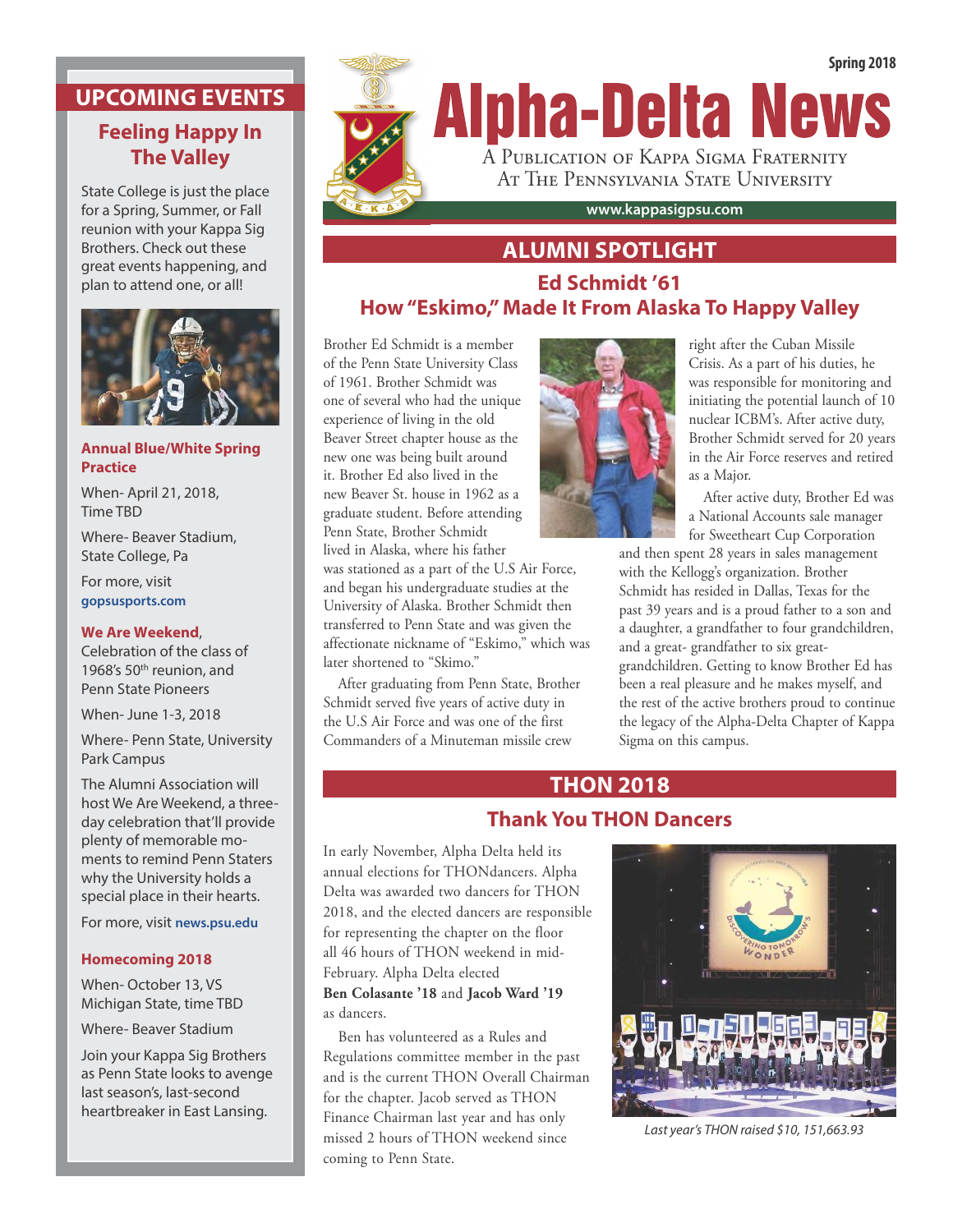Spring 2018

# Alpha-Delta News

A Publication of Kappa Sigma Fraternity At The Pennsylvania State University

www.kappasigpsu.com

## ALUMNI SPOTLIGHT

### Ed Schmidt '61
### How "Eskimo," Made It From Alaska To Happy Valley

Brother Ed Schmidt is a member of the Penn State University Class of 1961. Brother Schmidt was one of several who had the unique experience of living in the old Beaver Street chapter house as the new one was being built around it. Brother Ed also lived in the new Beaver St. house in 1962 as a graduate student. Before attending Penn State, Brother Schmidt lived in Alaska, where his father was stationed as a part of the U.S Air Force, and began his undergraduate studies at the University of Alaska. Brother Schmidt then transferred to Penn State and was given the affectionate nickname of "Eskimo," which was later shortened to "Skimo."

After graduating from Penn State, Brother Schmidt served five years of active duty in the U.S Air Force and was one of the first Commanders of a Minuteman missile crew right after the Cuban Missile Crisis. As a part of his duties, he was responsible for monitoring and initiating the potential launch of 10 nuclear ICBM's. After active duty, Brother Schmidt served for 20 years in the Air Force reserves and retired as a Major.

After active duty, Brother Ed was a National Accounts sale manager for Sweetheart Cup Corporation and then spent 28 years in sales management with the Kellogg's organization. Brother Schmidt has resided in Dallas, Texas for the past 39 years and is a proud father to a son and a daughter, a grandfather to four grandchildren, and a great- grandfather to six great-grandchildren. Getting to know Brother Ed has been a real pleasure and he makes myself, and the rest of the active brothers proud to continue the legacy of the Alpha-Delta Chapter of Kappa Sigma on this campus.

## THON 2018

### Thank You THON Dancers

In early November, Alpha Delta held its annual elections for THONdancers. Alpha Delta was awarded two dancers for THON 2018, and the elected dancers are responsible for representing the chapter on the floor all 46 hours of THON weekend in mid-February. Alpha Delta elected **Ben Colasante '18** and **Jacob Ward '19** as dancers.

Ben has volunteered as a Rules and Regulations committee member in the past and is the current THON Overall Chairman for the chapter. Jacob served as THON Finance Chairman last year and has only missed 2 hours of THON weekend since coming to Penn State.

*Last year's THON raised $10, 151,663.93*

## UPCOMING EVENTS

### Feeling Happy In The Valley

State College is just the place for a Spring, Summer, or Fall reunion with your Kappa Sig Brothers. Check out these great events happening, and plan to attend one, or all!

**Annual Blue/White Spring Practice**

When- April 21, 2018, Time TBD

Where- Beaver Stadium, State College, Pa

For more, visit **gopsusports.com**

**We Are Weekend**, Celebration of the class of 1968's 50th reunion, and Penn State Pioneers

When- June 1-3, 2018

Where- Penn State, University Park Campus

The Alumni Association will host We Are Weekend, a three-day celebration that'll provide plenty of memorable moments to remind Penn Staters why the University holds a special place in their hearts.

For more, visit **news.psu.edu**

**Homecoming 2018**

When- October 13, VS Michigan State, time TBD

Where- Beaver Stadium

Join your Kappa Sig Brothers as Penn State looks to avenge last season's, last-second heartbreaker in East Lansing.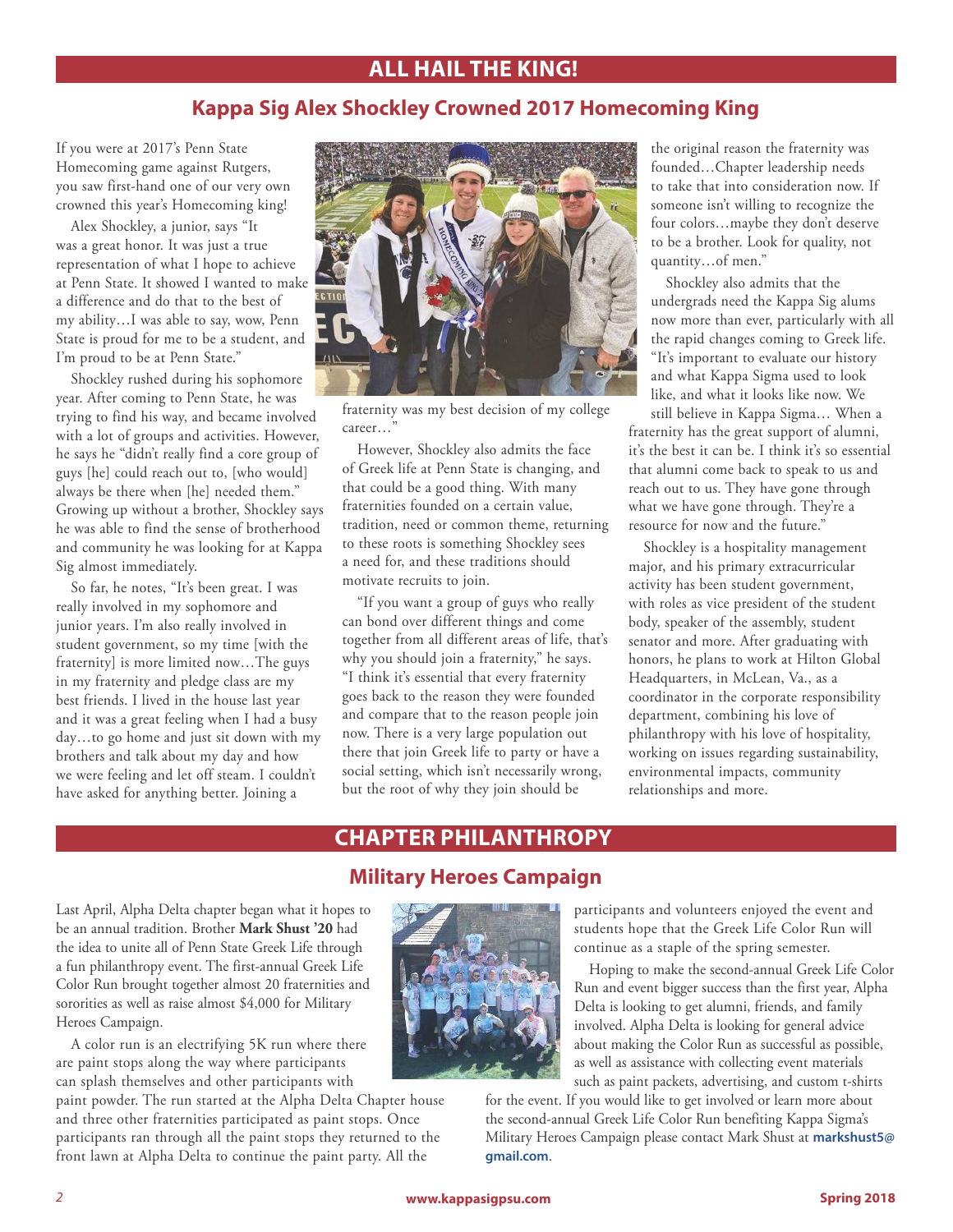# ALL HAIL THE KING!

## Kappa Sig Alex Shockley Crowned 2017 Homecoming King

If you were at 2017's Penn State Homecoming game against Rutgers, you saw first-hand one of our very own crowned this year's Homecoming king!

Alex Shockley, a junior, says "It was a great honor. It was just a true representation of what I hope to achieve at Penn State. It showed I wanted to make a difference and do that to the best of my ability…I was able to say, wow, Penn State is proud for me to be a student, and I'm proud to be at Penn State."

Shockley rushed during his sophomore year. After coming to Penn State, he was trying to find his way, and became involved with a lot of groups and activities. However, he says he "didn't really find a core group of guys [he] could reach out to, [who would] always be there when [he] needed them." Growing up without a brother, Shockley says he was able to find the sense of brotherhood and community he was looking for at Kappa Sig almost immediately.

So far, he notes, "It's been great. I was really involved in my sophomore and junior years. I'm also really involved in student government, so my time [with the fraternity] is more limited now…The guys in my fraternity and pledge class are my best friends. I lived in the house last year and it was a great feeling when I had a busy day…to go home and just sit down with my brothers and talk about my day and how we were feeling and let off steam. I couldn't have asked for anything better. Joining a fraternity was my best decision of my college career…"

However, Shockley also admits the face of Greek life at Penn State is changing, and that could be a good thing. With many fraternities founded on a certain value, tradition, need or common theme, returning to these roots is something Shockley sees a need for, and these traditions should motivate recruits to join.

"If you want a group of guys who really can bond over different things and come together from all different areas of life, that's why you should join a fraternity," he says. "I think it's essential that every fraternity goes back to the reason they were founded and compare that to the reason people join now. There is a very large population out there that join Greek life to party or have a social setting, which isn't necessarily wrong, but the root of why they join should be the original reason the fraternity was founded…Chapter leadership needs to take that into consideration now. If someone isn't willing to recognize the four colors…maybe they don't deserve to be a brother. Look for quality, not quantity…of men."

Shockley also admits that the undergrads need the Kappa Sig alums now more than ever, particularly with all the rapid changes coming to Greek life. "It's important to evaluate our history and what Kappa Sigma used to look like, and what it looks like now. We still believe in Kappa Sigma… When a fraternity has the great support of alumni, it's the best it can be. I think it's so essential that alumni come back to speak to us and reach out to us. They have gone through what we have gone through. They're a resource for now and the future."

Shockley is a hospitality management major, and his primary extracurricular activity has been student government, with roles as vice president of the student body, speaker of the assembly, student senator and more. After graduating with honors, he plans to work at Hilton Global Headquarters, in McLean, Va., as a coordinator in the corporate responsibility department, combining his love of philanthropy with his love of hospitality, working on issues regarding sustainability, environmental impacts, community relationships and more.

# CHAPTER PHILANTHROPY

## Military Heroes Campaign

Last April, Alpha Delta chapter began what it hopes to be an annual tradition. Brother **Mark Shust '20** had the idea to unite all of Penn State Greek Life through a fun philanthropy event. The first-annual Greek Life Color Run brought together almost 20 fraternities and sororities as well as raise almost $4,000 for Military Heroes Campaign.

A color run is an electrifying 5K run where there are paint stops along the way where participants can splash themselves and other participants with paint powder. The run started at the Alpha Delta Chapter house and three other fraternities participated as paint stops. Once participants ran through all the paint stops they returned to the front lawn at Alpha Delta to continue the paint party. All the participants and volunteers enjoyed the event and students hope that the Greek Life Color Run will continue as a staple of the spring semester.

Hoping to make the second-annual Greek Life Color Run and event bigger success than the first year, Alpha Delta is looking to get alumni, friends, and family involved. Alpha Delta is looking for general advice about making the Color Run as successful as possible, as well as assistance with collecting event materials such as paint packets, advertising, and custom t-shirts for the event. If you would like to get involved or learn more about the second-annual Greek Life Color Run benefiting Kappa Sigma's Military Heroes Campaign please contact Mark Shust at **markshust5@gmail.com**.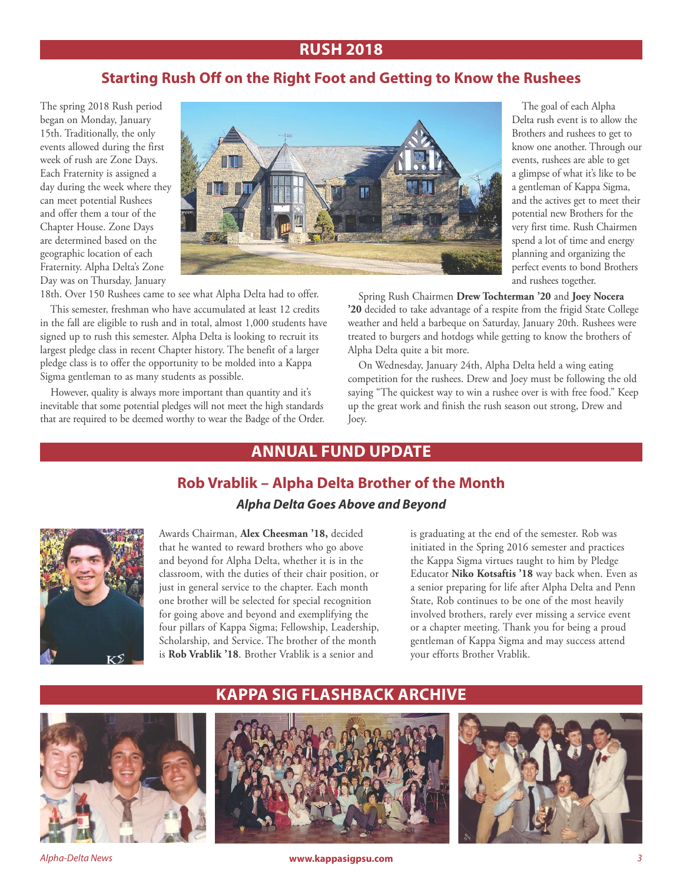# RUSH 2018

## Starting Rush Off on the Right Foot and Getting to Know the Rushees

The spring 2018 Rush period began on Monday, January 15th. Traditionally, the only events allowed during the first week of rush are Zone Days. Each Fraternity is assigned a day during the week where they can meet potential Rushees and offer them a tour of the Chapter House. Zone Days are determined based on the geographic location of each Fraternity. Alpha Delta's Zone Day was on Thursday, January 18th. Over 150 Rushees came to see what Alpha Delta had to offer.

This semester, freshman who have accumulated at least 12 credits in the fall are eligible to rush and in total, almost 1,000 students have signed up to rush this semester. Alpha Delta is looking to recruit its largest pledge class in recent Chapter history. The benefit of a larger pledge class is to offer the opportunity to be molded into a Kappa Sigma gentleman to as many students as possible.

However, quality is always more important than quantity and it's inevitable that some potential pledges will not meet the high standards that are required to be deemed worthy to wear the Badge of the Order.

The goal of each Alpha Delta rush event is to allow the Brothers and rushees to get to know one another. Through our events, rushees are able to get a glimpse of what it's like to be a gentleman of Kappa Sigma, and the actives get to meet their potential new Brothers for the very first time. Rush Chairmen spend a lot of time and energy planning and organizing the perfect events to bond Brothers and rushees together.

Spring Rush Chairmen **Drew Tochterman '20** and **Joey Nocera '20** decided to take advantage of a respite from the frigid State College weather and held a barbeque on Saturday, January 20th. Rushees were treated to burgers and hotdogs while getting to know the brothers of Alpha Delta quite a bit more.

On Wednesday, January 24th, Alpha Delta held a wing eating competition for the rushees. Drew and Joey must be following the old saying "The quickest way to win a rushee over is with free food." Keep up the great work and finish the rush season out strong, Drew and Joey.

# ANNUAL FUND UPDATE

## Rob Vrablik – Alpha Delta Brother of the Month

### *Alpha Delta Goes Above and Beyond*

Awards Chairman, **Alex Cheesman '18,** decided that he wanted to reward brothers who go above and beyond for Alpha Delta, whether it is in the classroom, with the duties of their chair position, or just in general service to the chapter. Each month one brother will be selected for special recognition for going above and beyond and exemplifying the four pillars of Kappa Sigma; Fellowship, Leadership, Scholarship, and Service. The brother of the month is **Rob Vrablik '18**. Brother Vrablik is a senior and is graduating at the end of the semester. Rob was initiated in the Spring 2016 semester and practices the Kappa Sigma virtues taught to him by Pledge Educator **Niko Kotsaftis '18** way back when. Even as a senior preparing for life after Alpha Delta and Penn State, Rob continues to be one of the most heavily involved brothers, rarely ever missing a service event or a chapter meeting. Thank you for being a proud gentleman of Kappa Sigma and may success attend your efforts Brother Vrablik.

# KAPPA SIG FLASHBACK ARCHIVE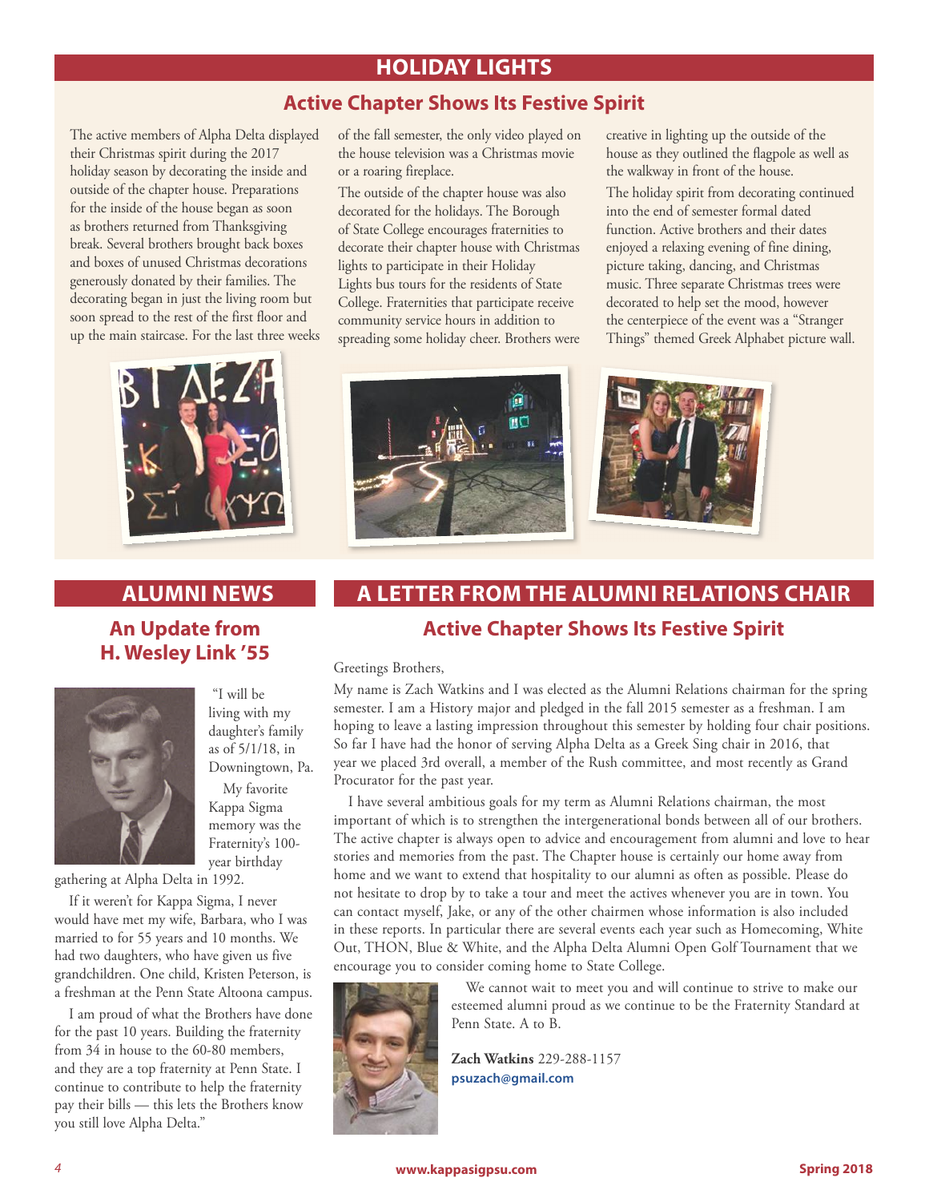## HOLIDAY LIGHTS

### Active Chapter Shows Its Festive Spirit

The active members of Alpha Delta displayed their Christmas spirit during the 2017 holiday season by decorating the inside and outside of the chapter house. Preparations for the inside of the house began as soon as brothers returned from Thanksgiving break. Several brothers brought back boxes and boxes of unused Christmas decorations generously donated by their families. The decorating began in just the living room but soon spread to the rest of the first floor and up the main staircase. For the last three weeks of the fall semester, the only video played on the house television was a Christmas movie or a roaring fireplace.

The outside of the chapter house was also decorated for the holidays. The Borough of State College encourages fraternities to decorate their chapter house with Christmas lights to participate in their Holiday Lights bus tours for the residents of State College. Fraternities that participate receive community service hours in addition to spreading some holiday cheer. Brothers were creative in lighting up the outside of the house as they outlined the flagpole as well as the walkway in front of the house.

The holiday spirit from decorating continued into the end of semester formal dated function. Active brothers and their dates enjoyed a relaxing evening of fine dining, picture taking, dancing, and Christmas music. Three separate Christmas trees were decorated to help set the mood, however the centerpiece of the event was a "Stranger Things" themed Greek Alphabet picture wall.

## ALUMNI NEWS

### An Update from H. Wesley Link '55

"I will be living with my daughter's family as of 5/1/18, in Downingtown, Pa.

My favorite Kappa Sigma memory was the Fraternity's 100-year birthday gathering at Alpha Delta in 1992.

If it weren't for Kappa Sigma, I never would have met my wife, Barbara, who I was married to for 55 years and 10 months. We had two daughters, who have given us five grandchildren. One child, Kristen Peterson, is a freshman at the Penn State Altoona campus.

I am proud of what the Brothers have done for the past 10 years. Building the fraternity from 34 in house to the 60-80 members, and they are a top fraternity at Penn State. I continue to contribute to help the fraternity pay their bills — this lets the Brothers know you still love Alpha Delta."

## A LETTER FROM THE ALUMNI RELATIONS CHAIR

### Active Chapter Shows Its Festive Spirit

Greetings Brothers,

My name is Zach Watkins and I was elected as the Alumni Relations chairman for the spring semester. I am a History major and pledged in the fall 2015 semester as a freshman. I am hoping to leave a lasting impression throughout this semester by holding four chair positions. So far I have had the honor of serving Alpha Delta as a Greek Sing chair in 2016, that year we placed 3rd overall, a member of the Rush committee, and most recently as Grand Procurator for the past year.

I have several ambitious goals for my term as Alumni Relations chairman, the most important of which is to strengthen the intergenerational bonds between all of our brothers. The active chapter is always open to advice and encouragement from alumni and love to hear stories and memories from the past. The Chapter house is certainly our home away from home and we want to extend that hospitality to our alumni as often as possible. Please do not hesitate to drop by to take a tour and meet the actives whenever you are in town. You can contact myself, Jake, or any of the other chairmen whose information is also included in these reports. In particular there are several events each year such as Homecoming, White Out, THON, Blue & White, and the Alpha Delta Alumni Open Golf Tournament that we encourage you to consider coming home to State College.

We cannot wait to meet you and will continue to strive to make our esteemed alumni proud as we continue to be the Fraternity Standard at Penn State. A to B.

**Zach Watkins** 229-288-1157
**psuzach@gmail.com**